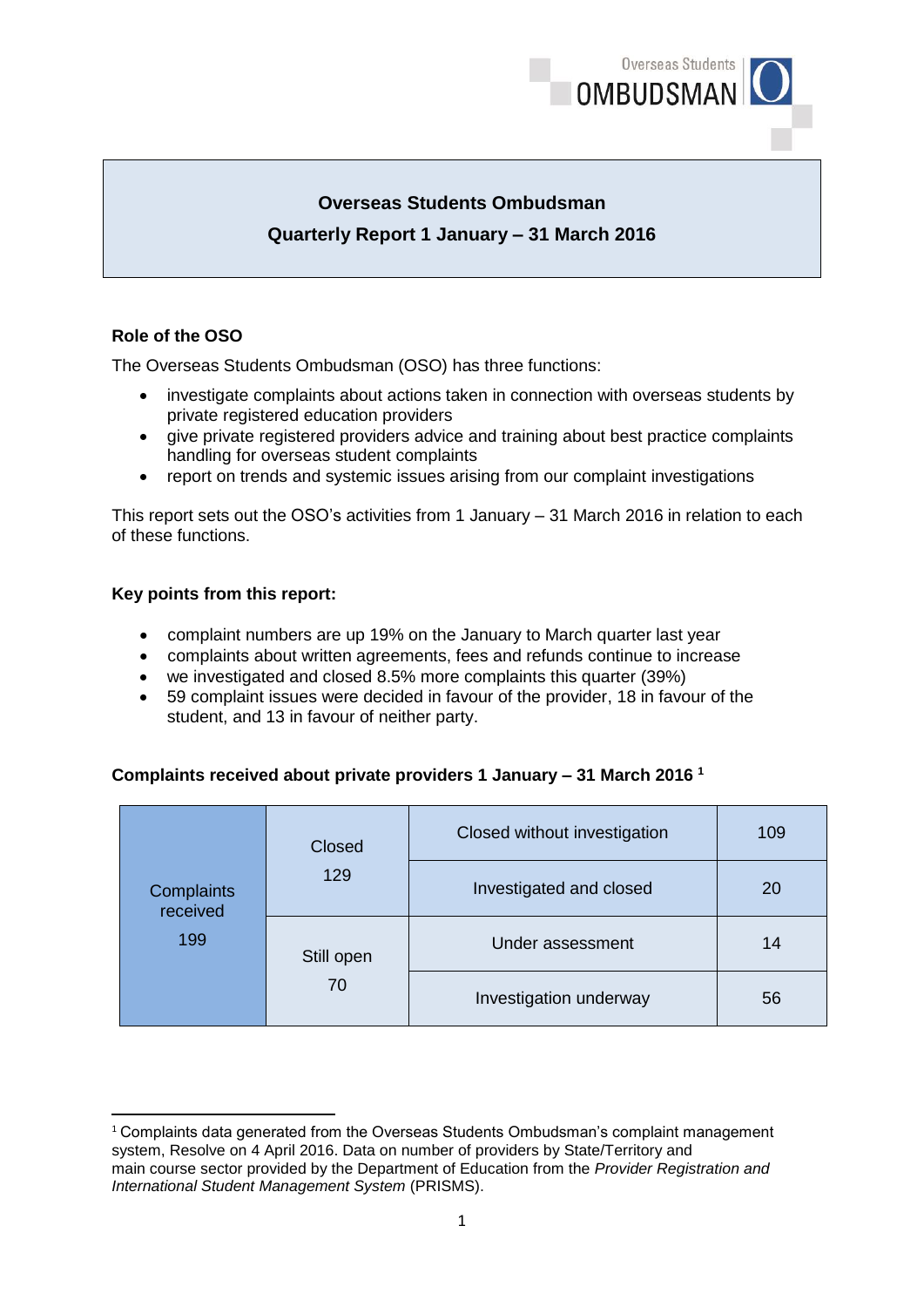# Overseas Students Ombudsman

## Quarterly Report 1 January – 31 March 2016

### Role of the OSO

The Overseas Students Ombudsman (OSO) has three functions:

- investigate complaints about actions taken in connection with overseas students by private registered education providers
- give private registered providers advice and training about best practice complaints handling for overseas student complaints
- report on trends and systemic issues arising from our complaint investigations

This report sets out the OSO's activities from 1 January – 31 March 2016 in relation to each of these functions.

### Key points from this report:

- complaint numbers are up 19% on the January to March quarter last year
- complaints about written agreements, fees and refunds continue to increase
- we investigated and closed 8.5% more complaints this quarter (39%)
- 59 complaint issues were decided in favour of the provider, 18 in favour of the student, and 13 in favour of neither party.

### Complaints received about private providers 1 January – 31 March 2016 [1]

| Complaints received | Status | Detail | Number |
|---|---|---|---|
| Complaints received 199 | Closed 129 | Closed without investigation | 109 |
| | | Investigated and closed | 20 |
| | Still open 70 | Under assessment | 14 |
| | | Investigation underway | 56 |

[1] Complaints data generated from the Overseas Students Ombudsman's complaint management system, Resolve on 4 April 2016. Data on number of providers by State/Territory and main course sector provided by the Department of Education from the *Provider Registration and International Student Management System* (PRISMS).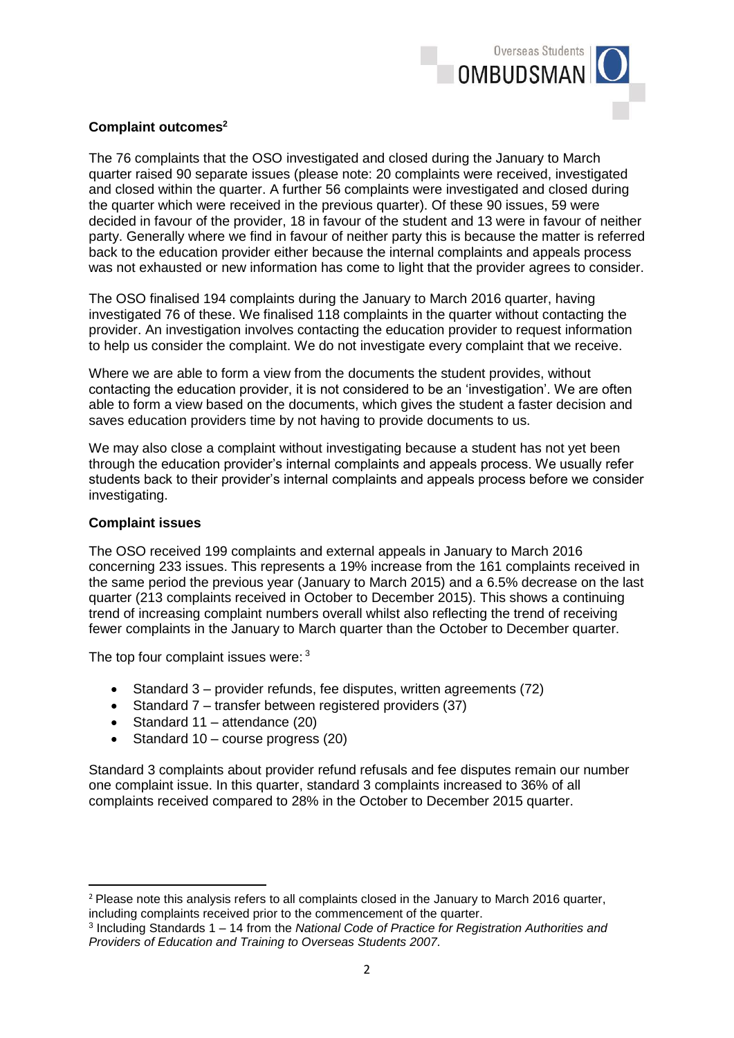**Complaint outcomes**[2]

The 76 complaints that the OSO investigated and closed during the January to March quarter raised 90 separate issues (please note: 20 complaints were received, investigated and closed within the quarter. A further 56 complaints were investigated and closed during the quarter which were received in the previous quarter). Of these 90 issues, 59 were decided in favour of the provider, 18 in favour of the student and 13 were in favour of neither party. Generally where we find in favour of neither party this is because the matter is referred back to the education provider either because the internal complaints and appeals process was not exhausted or new information has come to light that the provider agrees to consider.

The OSO finalised 194 complaints during the January to March 2016 quarter, having investigated 76 of these. We finalised 118 complaints in the quarter without contacting the provider. An investigation involves contacting the education provider to request information to help us consider the complaint. We do not investigate every complaint that we receive.

Where we are able to form a view from the documents the student provides, without contacting the education provider, it is not considered to be an 'investigation'. We are often able to form a view based on the documents, which gives the student a faster decision and saves education providers time by not having to provide documents to us.

We may also close a complaint without investigating because a student has not yet been through the education provider's internal complaints and appeals process. We usually refer students back to their provider's internal complaints and appeals process before we consider investigating.

**Complaint issues**

The OSO received 199 complaints and external appeals in January to March 2016 concerning 233 issues. This represents a 19% increase from the 161 complaints received in the same period the previous year (January to March 2015) and a 6.5% decrease on the last quarter (213 complaints received in October to December 2015). This shows a continuing trend of increasing complaint numbers overall whilst also reflecting the trend of receiving fewer complaints in the January to March quarter than the October to December quarter.

The top four complaint issues were: [3]

- Standard 3 – provider refunds, fee disputes, written agreements (72)
- Standard 7 – transfer between registered providers (37)
- Standard 11 – attendance (20)
- Standard 10 – course progress (20)

Standard 3 complaints about provider refund refusals and fee disputes remain our number one complaint issue. In this quarter, standard 3 complaints increased to 36% of all complaints received compared to 28% in the October to December 2015 quarter.

---

[2] Please note this analysis refers to all complaints closed in the January to March 2016 quarter, including complaints received prior to the commencement of the quarter.

[3] Including Standards 1 – 14 from the *National Code of Practice for Registration Authorities and Providers of Education and Training to Overseas Students 2007.*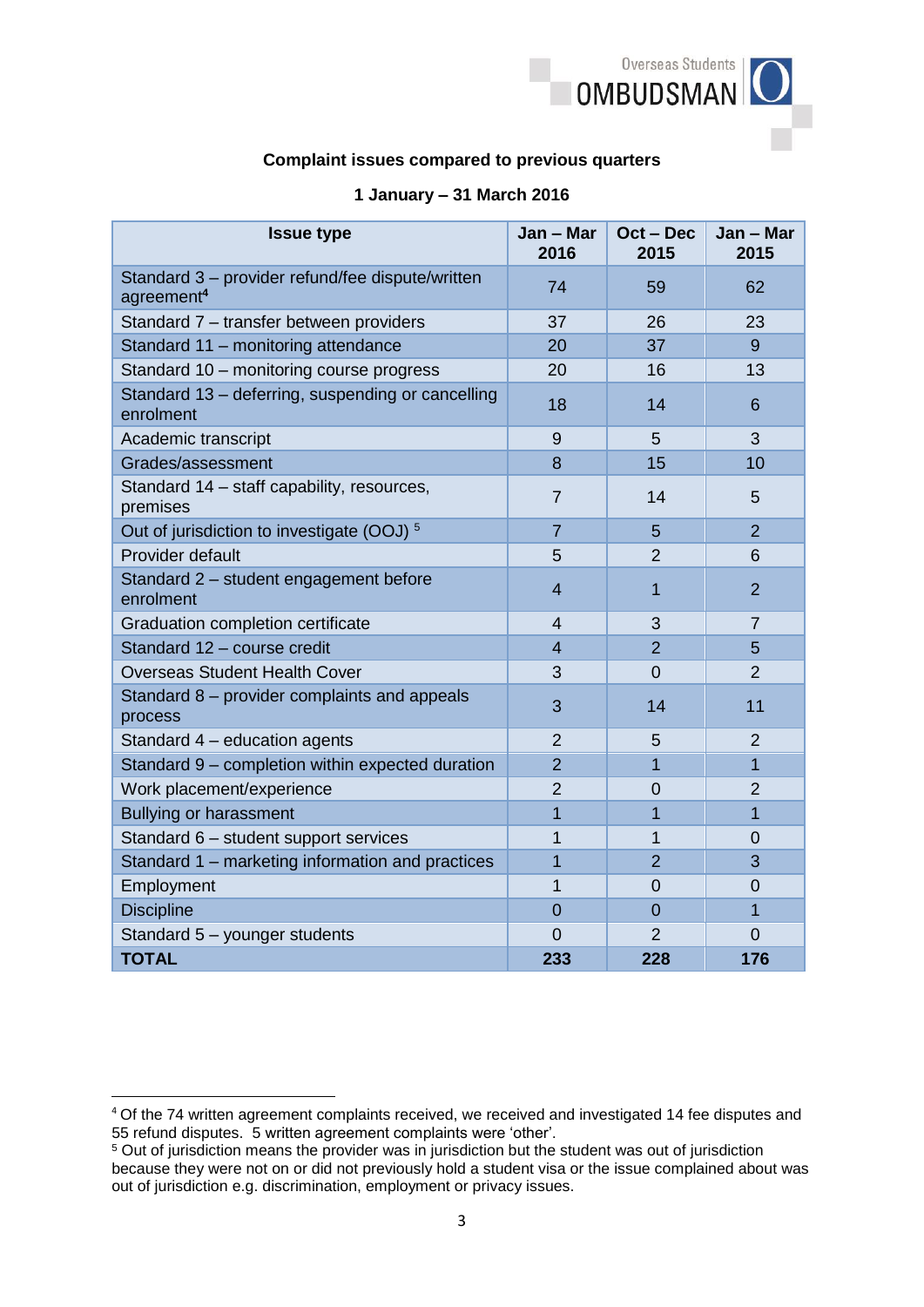**Complaint issues compared to previous quarters**

**1 January – 31 March 2016**

| Issue type | Jan – Mar 2016 | Oct – Dec 2015 | Jan – Mar 2015 |
|---|---|---|---|
| Standard 3 – provider refund/fee dispute/written agreement[4] | 74 | 59 | 62 |
| Standard 7 – transfer between providers | 37 | 26 | 23 |
| Standard 11 – monitoring attendance | 20 | 37 | 9 |
| Standard 10 – monitoring course progress | 20 | 16 | 13 |
| Standard 13 – deferring, suspending or cancelling enrolment | 18 | 14 | 6 |
| Academic transcript | 9 | 5 | 3 |
| Grades/assessment | 8 | 15 | 10 |
| Standard 14 – staff capability, resources, premises | 7 | 14 | 5 |
| Out of jurisdiction to investigate (OOJ) [5] | 7 | 5 | 2 |
| Provider default | 5 | 2 | 6 |
| Standard 2 – student engagement before enrolment | 4 | 1 | 2 |
| Graduation completion certificate | 4 | 3 | 7 |
| Standard 12 – course credit | 4 | 2 | 5 |
| Overseas Student Health Cover | 3 | 0 | 2 |
| Standard 8 – provider complaints and appeals process | 3 | 14 | 11 |
| Standard 4 – education agents | 2 | 5 | 2 |
| Standard 9 – completion within expected duration | 2 | 1 | 1 |
| Work placement/experience | 2 | 0 | 2 |
| Bullying or harassment | 1 | 1 | 1 |
| Standard 6 – student support services | 1 | 1 | 0 |
| Standard 1 – marketing information and practices | 1 | 2 | 3 |
| Employment | 1 | 0 | 0 |
| Discipline | 0 | 0 | 1 |
| Standard 5 – younger students | 0 | 2 | 0 |
| **TOTAL** | **233** | **228** | **176** |

[4] Of the 74 written agreement complaints received, we received and investigated 14 fee disputes and 55 refund disputes. 5 written agreement complaints were 'other'.

[5] Out of jurisdiction means the provider was in jurisdiction but the student was out of jurisdiction because they were not on or did not previously hold a student visa or the issue complained about was out of jurisdiction e.g. discrimination, employment or privacy issues.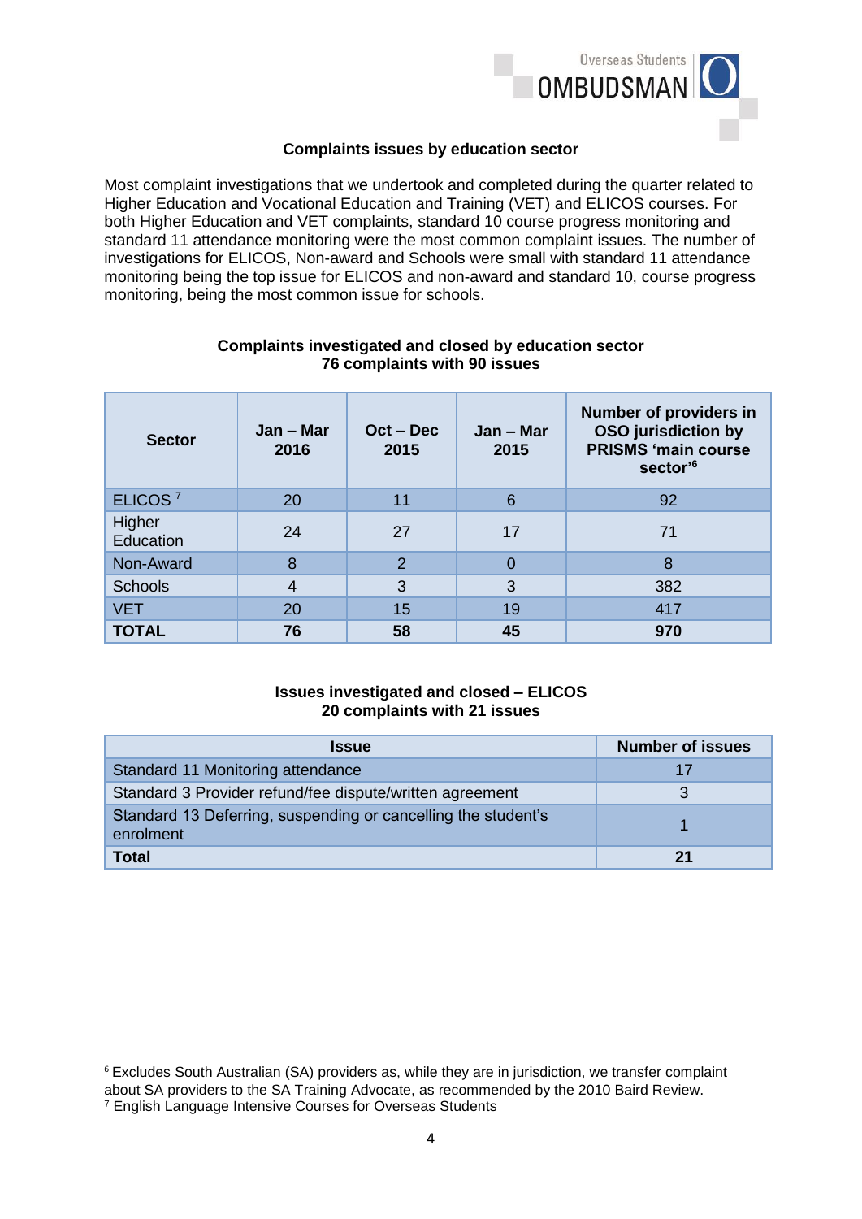### Complaints issues by education sector

Most complaint investigations that we undertook and completed during the quarter related to Higher Education and Vocational Education and Training (VET) and ELICOS courses. For both Higher Education and VET complaints, standard 10 course progress monitoring and standard 11 attendance monitoring were the most common complaint issues. The number of investigations for ELICOS, Non-award and Schools were small with standard 11 attendance monitoring being the top issue for ELICOS and non-award and standard 10, course progress monitoring, being the most common issue for schools.

**Complaints investigated and closed by education sector**
**76 complaints with 90 issues**

| Sector | Jan – Mar 2016 | Oct – Dec 2015 | Jan – Mar 2015 | Number of providers in OSO jurisdiction by PRISMS 'main course sector'[6] |
|---|---|---|---|---|
| ELICOS [7] | 20 | 11 | 6 | 92 |
| Higher Education | 24 | 27 | 17 | 71 |
| Non-Award | 8 | 2 | 0 | 8 |
| Schools | 4 | 3 | 3 | 382 |
| VET | 20 | 15 | 19 | 417 |
| **TOTAL** | **76** | **58** | **45** | **970** |

**Issues investigated and closed – ELICOS**
**20 complaints with 21 issues**

| Issue | Number of issues |
|---|---|
| Standard 11 Monitoring attendance | 17 |
| Standard 3 Provider refund/fee dispute/written agreement | 3 |
| Standard 13 Deferring, suspending or cancelling the student's enrolment | 1 |
| **Total** | **21** |

---

[6] Excludes South Australian (SA) providers as, while they are in jurisdiction, we transfer complaint about SA providers to the SA Training Advocate, as recommended by the 2010 Baird Review.
[7] English Language Intensive Courses for Overseas Students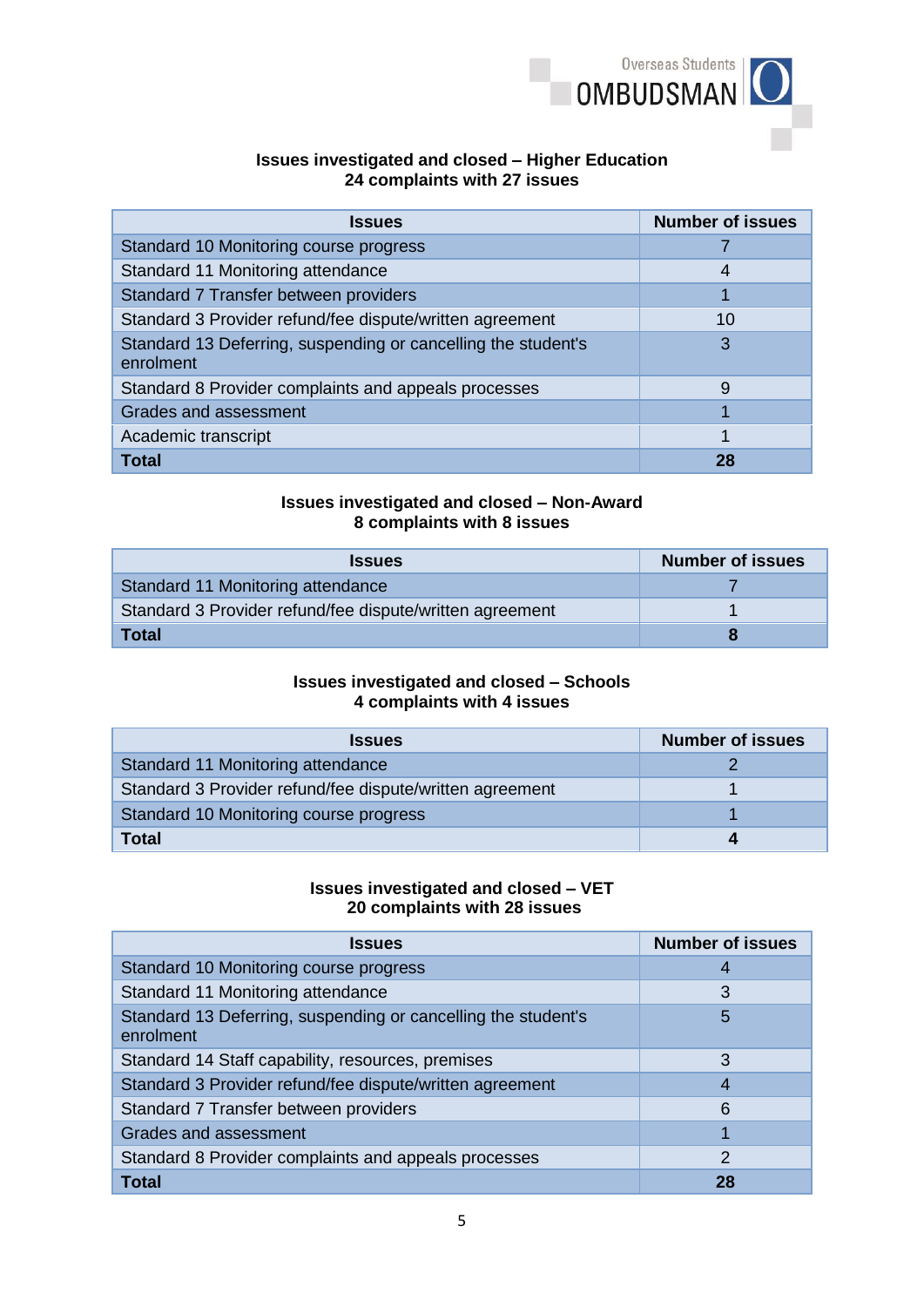**Issues investigated and closed – Higher Education**
**24 complaints with 27 issues**

| Issues | Number of issues |
|---|---|
| Standard 10 Monitoring course progress | 7 |
| Standard 11 Monitoring attendance | 4 |
| Standard 7 Transfer between providers | 1 |
| Standard 3 Provider refund/fee dispute/written agreement | 10 |
| Standard 13 Deferring, suspending or cancelling the student's enrolment | 3 |
| Standard 8 Provider complaints and appeals processes | 9 |
| Grades and assessment | 1 |
| Academic transcript | 1 |
| **Total** | **28** |

**Issues investigated and closed – Non-Award**
**8 complaints with 8 issues**

| Issues | Number of issues |
|---|---|
| Standard 11 Monitoring attendance | 7 |
| Standard 3 Provider refund/fee dispute/written agreement | 1 |
| **Total** | **8** |

**Issues investigated and closed – Schools**
**4 complaints with 4 issues**

| Issues | Number of issues |
|---|---|
| Standard 11 Monitoring attendance | 2 |
| Standard 3 Provider refund/fee dispute/written agreement | 1 |
| Standard 10 Monitoring course progress | 1 |
| **Total** | **4** |

**Issues investigated and closed – VET**
**20 complaints with 28 issues**

| Issues | Number of issues |
|---|---|
| Standard 10 Monitoring course progress | 4 |
| Standard 11 Monitoring attendance | 3 |
| Standard 13 Deferring, suspending or cancelling the student's enrolment | 5 |
| Standard 14 Staff capability, resources, premises | 3 |
| Standard 3 Provider refund/fee dispute/written agreement | 4 |
| Standard 7 Transfer between providers | 6 |
| Grades and assessment | 1 |
| Standard 8 Provider complaints and appeals processes | 2 |
| **Total** | **28** |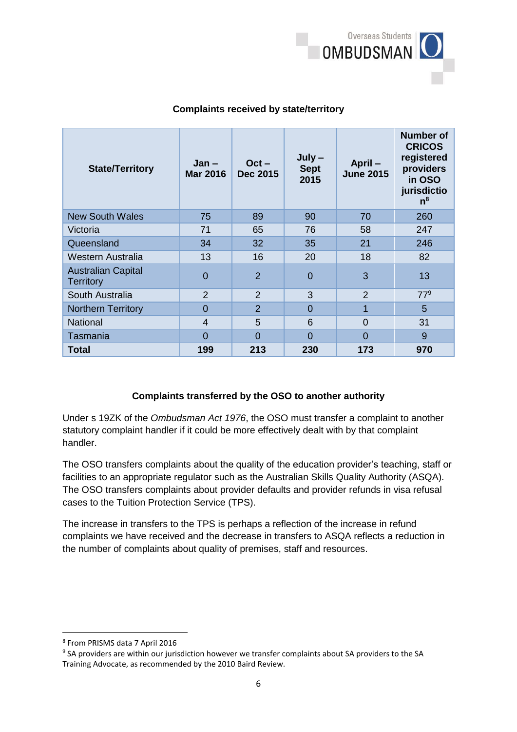**Complaints received by state/territory**

| State/Territory | Jan – Mar 2016 | Oct – Dec 2015 | July – Sept 2015 | April – June 2015 | Number of CRICOS registered providers in OSO jurisdiction[8] |
|---|---|---|---|---|---|
| New South Wales | 75 | 89 | 90 | 70 | 260 |
| Victoria | 71 | 65 | 76 | 58 | 247 |
| Queensland | 34 | 32 | 35 | 21 | 246 |
| Western Australia | 13 | 16 | 20 | 18 | 82 |
| Australian Capital Territory | 0 | 2 | 0 | 3 | 13 |
| South Australia | 2 | 2 | 3 | 2 | 77[9] |
| Northern Territory | 0 | 2 | 0 | 1 | 5 |
| National | 4 | 5 | 6 | 0 | 31 |
| Tasmania | 0 | 0 | 0 | 0 | 9 |
| **Total** | **199** | **213** | **230** | **173** | **970** |

**Complaints transferred by the OSO to another authority**

Under s 19ZK of the *Ombudsman Act 1976*, the OSO must transfer a complaint to another statutory complaint handler if it could be more effectively dealt with by that complaint handler.

The OSO transfers complaints about the quality of the education provider's teaching, staff or facilities to an appropriate regulator such as the Australian Skills Quality Authority (ASQA). The OSO transfers complaints about provider defaults and provider refunds in visa refusal cases to the Tuition Protection Service (TPS).

The increase in transfers to the TPS is perhaps a reflection of the increase in refund complaints we have received and the decrease in transfers to ASQA reflects a reduction in the number of complaints about quality of premises, staff and resources.

---

[8] From PRISMS data 7 April 2016

[9] SA providers are within our jurisdiction however we transfer complaints about SA providers to the SA Training Advocate, as recommended by the 2010 Baird Review.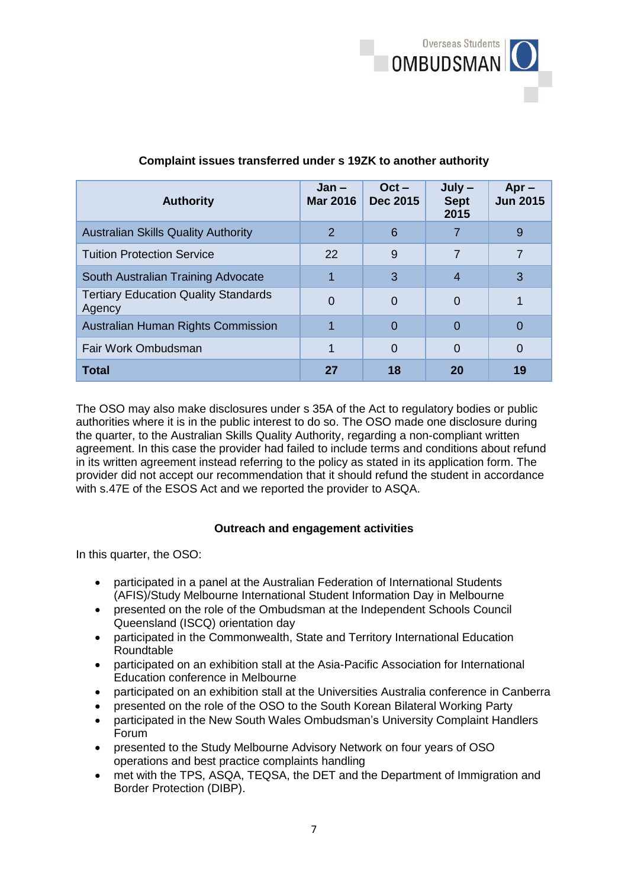**Complaint issues transferred under s 19ZK to another authority**

| Authority | Jan – Mar 2016 | Oct – Dec 2015 | July – Sept 2015 | Apr – Jun 2015 |
|---|---|---|---|---|
| Australian Skills Quality Authority | 2 | 6 | 7 | 9 |
| Tuition Protection Service | 22 | 9 | 7 | 7 |
| South Australian Training Advocate | 1 | 3 | 4 | 3 |
| Tertiary Education Quality Standards Agency | 0 | 0 | 0 | 1 |
| Australian Human Rights Commission | 1 | 0 | 0 | 0 |
| Fair Work Ombudsman | 1 | 0 | 0 | 0 |
| **Total** | **27** | **18** | **20** | **19** |

The OSO may also make disclosures under s 35A of the Act to regulatory bodies or public authorities where it is in the public interest to do so. The OSO made one disclosure during the quarter, to the Australian Skills Quality Authority, regarding a non-compliant written agreement. In this case the provider had failed to include terms and conditions about refund in its written agreement instead referring to the policy as stated in its application form. The provider did not accept our recommendation that it should refund the student in accordance with s.47E of the ESOS Act and we reported the provider to ASQA.

**Outreach and engagement activities**

In this quarter, the OSO:

- participated in a panel at the Australian Federation of International Students (AFIS)/Study Melbourne International Student Information Day in Melbourne
- presented on the role of the Ombudsman at the Independent Schools Council Queensland (ISCQ) orientation day
- participated in the Commonwealth, State and Territory International Education Roundtable
- participated on an exhibition stall at the Asia-Pacific Association for International Education conference in Melbourne
- participated on an exhibition stall at the Universities Australia conference in Canberra
- presented on the role of the OSO to the South Korean Bilateral Working Party
- participated in the New South Wales Ombudsman's University Complaint Handlers Forum
- presented to the Study Melbourne Advisory Network on four years of OSO operations and best practice complaints handling
- met with the TPS, ASQA, TEQSA, the DET and the Department of Immigration and Border Protection (DIBP).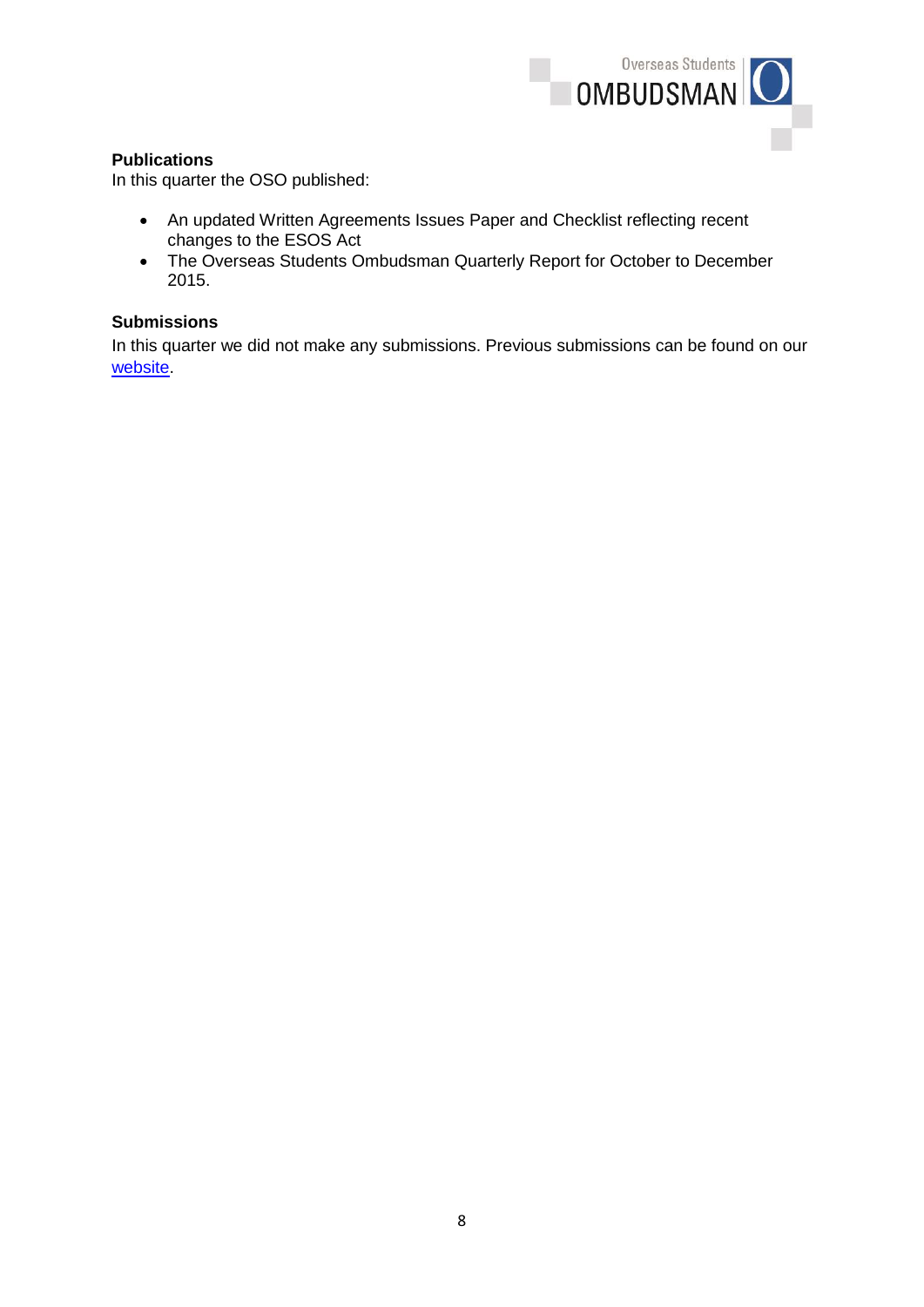**Publications**

In this quarter the OSO published:

- An updated Written Agreements Issues Paper and Checklist reflecting recent changes to the ESOS Act
- The Overseas Students Ombudsman Quarterly Report for October to December 2015.

**Submissions**

In this quarter we did not make any submissions. Previous submissions can be found on our website.